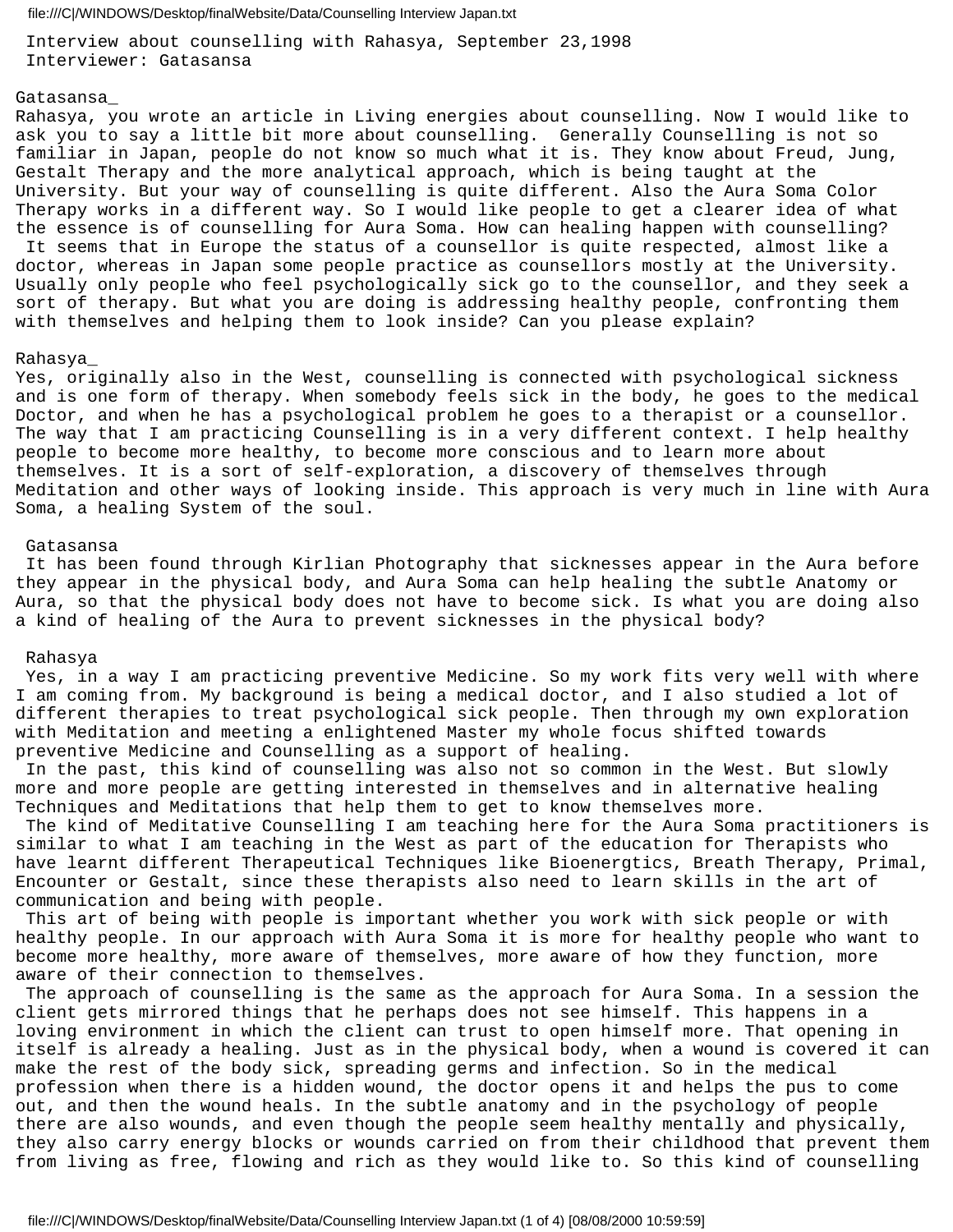Interview about counselling with Rahasya, September 23,1998
Interviewer: Gatasansa

Gatasansa_

Rahasya, you wrote an article in Living energies about counselling. Now I would like to ask you to say a little bit more about counselling. Generally Counselling is not so familiar in Japan, people do not know so much what it is. They know about Freud, Jung, Gestalt Therapy and the more analytical approach, which is being taught at the University. But your way of counselling is quite different. Also the Aura Soma Color Therapy works in a different way. So I would like people to get a clearer idea of what the essence is of counselling for Aura Soma. How can healing happen with counselling?

It seems that in Europe the status of a counsellor is quite respected, almost like a doctor, whereas in Japan some people practice as counsellors mostly at the University. Usually only people who feel psychologically sick go to the counsellor, and they seek a sort of therapy. But what you are doing is addressing healthy people, confronting them with themselves and helping them to look inside? Can you please explain?

Rahasya_

Yes, originally also in the West, counselling is connected with psychological sickness and is one form of therapy. When somebody feels sick in the body, he goes to the medical Doctor, and when he has a psychological problem he goes to a therapist or a counsellor. The way that I am practicing Counselling is in a very different context. I help healthy people to become more healthy, to become more conscious and to learn more about themselves. It is a sort of self-exploration, a discovery of themselves through Meditation and other ways of looking inside. This approach is very much in line with Aura Soma, a healing System of the soul.

Gatasansa

It has been found through Kirlian Photography that sicknesses appear in the Aura before they appear in the physical body, and Aura Soma can help healing the subtle Anatomy or Aura, so that the physical body does not have to become sick. Is what you are doing also a kind of healing of the Aura to prevent sicknesses in the physical body?

Rahasya

Yes, in a way I am practicing preventive Medicine. So my work fits very well with where I am coming from. My background is being a medical doctor, and I also studied a lot of different therapies to treat psychological sick people. Then through my own exploration with Meditation and meeting a enlightened Master my whole focus shifted towards preventive Medicine and Counselling as a support of healing.

In the past, this kind of counselling was also not so common in the West. But slowly more and more people are getting interested in themselves and in alternative healing Techniques and Meditations that help them to get to know themselves more.

The kind of Meditative Counselling I am teaching here for the Aura Soma practitioners is similar to what I am teaching in the West as part of the education for Therapists who have learnt different Therapeutical Techniques like Bioenergtics, Breath Therapy, Primal, Encounter or Gestalt, since these therapists also need to learn skills in the art of communication and being with people.

This art of being with people is important whether you work with sick people or with healthy people. In our approach with Aura Soma it is more for healthy people who want to become more healthy, more aware of themselves, more aware of how they function, more aware of their connection to themselves.

The approach of counselling is the same as the approach for Aura Soma. In a session the client gets mirrored things that he perhaps does not see himself. This happens in a loving environment in which the client can trust to open himself more. That opening in itself is already a healing. Just as in the physical body, when a wound is covered it can make the rest of the body sick, spreading germs and infection. So in the medical profession when there is a hidden wound, the doctor opens it and helps the pus to come out, and then the wound heals. In the subtle anatomy and in the psychology of people there are also wounds, and even though the people seem healthy mentally and physically, they also carry energy blocks or wounds carried on from their childhood that prevent them from living as free, flowing and rich as they would like to. So this kind of counselling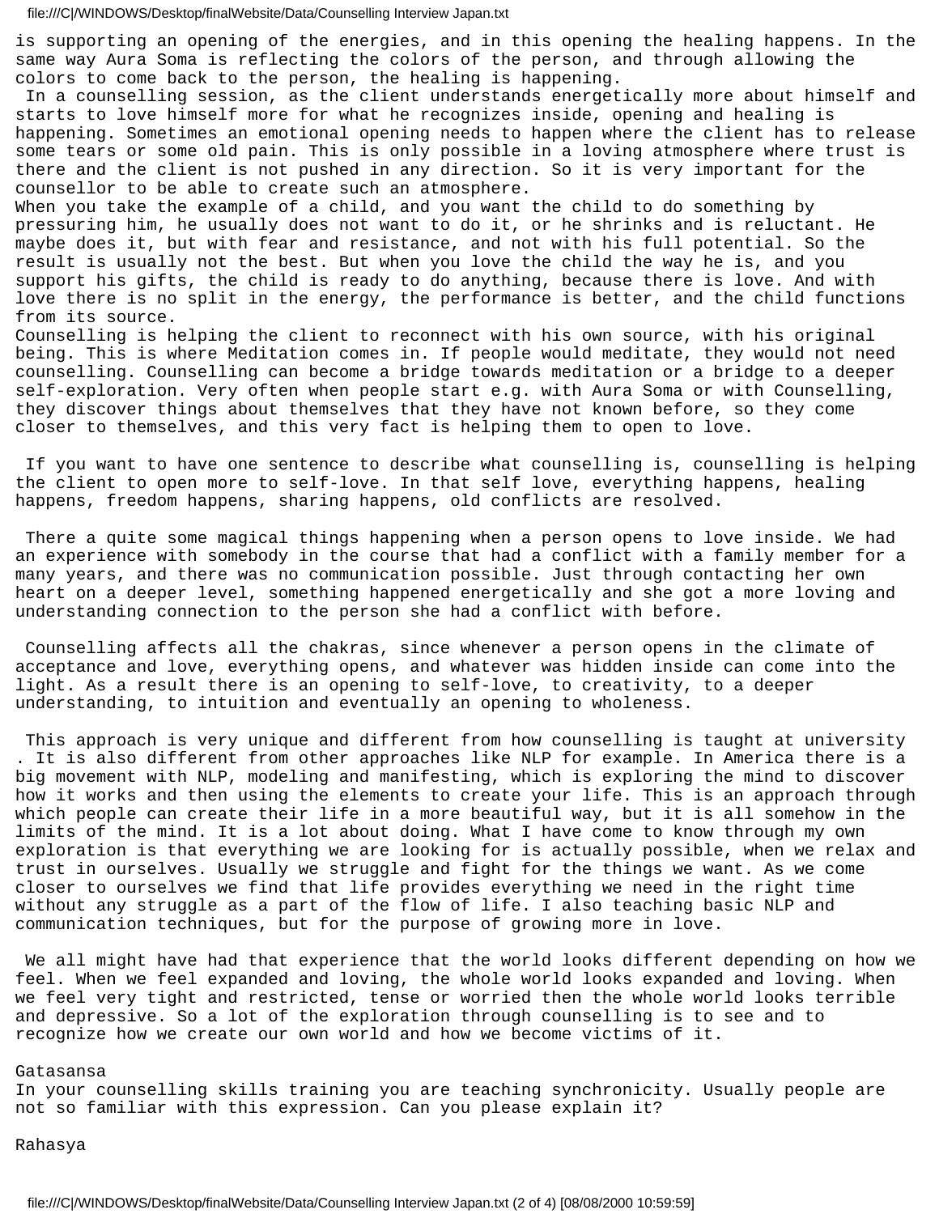is supporting an opening of the energies, and in this opening the healing happens. In the same way Aura Soma is reflecting the colors of the person, and through allowing the colors to come back to the person, the healing is happening.

In a counselling session, as the client understands energetically more about himself and starts to love himself more for what he recognizes inside, opening and healing is happening. Sometimes an emotional opening needs to happen where the client has to release some tears or some old pain. This is only possible in a loving atmosphere where trust is there and the client is not pushed in any direction. So it is very important for the counsellor to be able to create such an atmosphere.

When you take the example of a child, and you want the child to do something by pressuring him, he usually does not want to do it, or he shrinks and is reluctant. He maybe does it, but with fear and resistance, and not with his full potential. So the result is usually not the best. But when you love the child the way he is, and you support his gifts, the child is ready to do anything, because there is love. And with love there is no split in the energy, the performance is better, and the child functions from its source.

Counselling is helping the client to reconnect with his own source, with his original being. This is where Meditation comes in. If people would meditate, they would not need counselling. Counselling can become a bridge towards meditation or a bridge to a deeper self-exploration. Very often when people start e.g. with Aura Soma or with Counselling, they discover things about themselves that they have not known before, so they come closer to themselves, and this very fact is helping them to open to love.

If you want to have one sentence to describe what counselling is, counselling is helping the client to open more to self-love. In that self love, everything happens, healing happens, freedom happens, sharing happens, old conflicts are resolved.

There a quite some magical things happening when a person opens to love inside. We had an experience with somebody in the course that had a conflict with a family member for a many years, and there was no communication possible. Just through contacting her own heart on a deeper level, something happened energetically and she got a more loving and understanding connection to the person she had a conflict with before.

Counselling affects all the chakras, since whenever a person opens in the climate of acceptance and love, everything opens, and whatever was hidden inside can come into the light. As a result there is an opening to self-love, to creativity, to a deeper understanding, to intuition and eventually an opening to wholeness.

This approach is very unique and different from how counselling is taught at university . It is also different from other approaches like NLP for example. In America there is a big movement with NLP, modeling and manifesting, which is exploring the mind to discover how it works and then using the elements to create your life. This is an approach through which people can create their life in a more beautiful way, but it is all somehow in the limits of the mind. It is a lot about doing. What I have come to know through my own exploration is that everything we are looking for is actually possible, when we relax and trust in ourselves. Usually we struggle and fight for the things we want. As we come closer to ourselves we find that life provides everything we need in the right time without any struggle as a part of the flow of life. I also teaching basic NLP and communication techniques, but for the purpose of growing more in love.

We all might have had that experience that the world looks different depending on how we feel. When we feel expanded and loving, the whole world looks expanded and loving. When we feel very tight and restricted, tense or worried then the whole world looks terrible and depressive. So a lot of the exploration through counselling is to see and to recognize how we create our own world and how we become victims of it.

Gatasansa

In your counselling skills training you are teaching synchronicity. Usually people are not so familiar with this expression. Can you please explain it?

Rahasya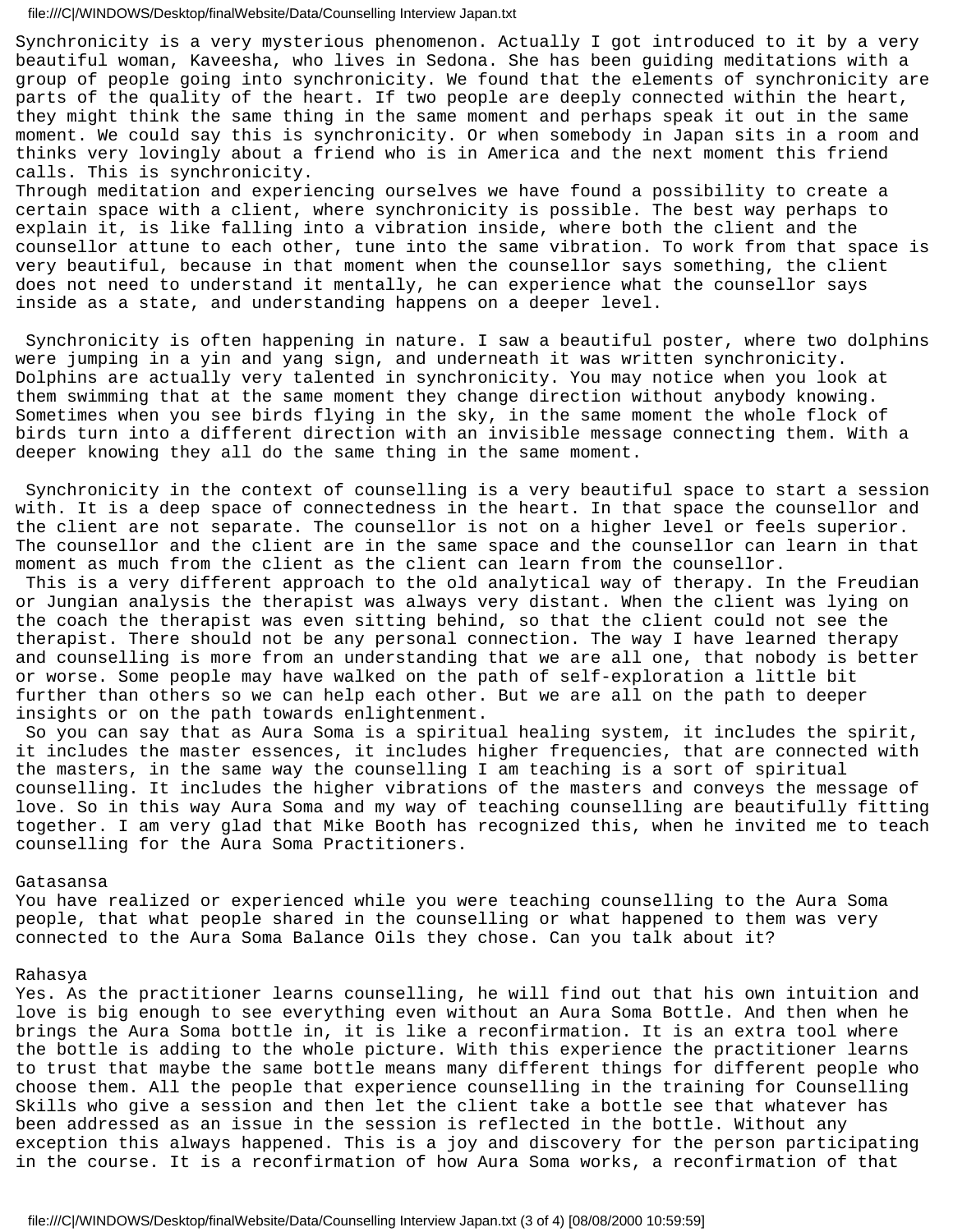Synchronicity is a very mysterious phenomenon. Actually I got introduced to it by a very beautiful woman, Kaveesha, who lives in Sedona. She has been guiding meditations with a group of people going into synchronicity. We found that the elements of synchronicity are parts of the quality of the heart. If two people are deeply connected within the heart, they might think the same thing in the same moment and perhaps speak it out in the same moment. We could say this is synchronicity. Or when somebody in Japan sits in a room and thinks very lovingly about a friend who is in America and the next moment this friend calls. This is synchronicity.
Through meditation and experiencing ourselves we have found a possibility to create a certain space with a client, where synchronicity is possible. The best way perhaps to explain it, is like falling into a vibration inside, where both the client and the counsellor attune to each other, tune into the same vibration. To work from that space is very beautiful, because in that moment when the counsellor says something, the client does not need to understand it mentally, he can experience what the counsellor says inside as a state, and understanding happens on a deeper level.

Synchronicity is often happening in nature. I saw a beautiful poster, where two dolphins were jumping in a yin and yang sign, and underneath it was written synchronicity. Dolphins are actually very talented in synchronicity. You may notice when you look at them swimming that at the same moment they change direction without anybody knowing. Sometimes when you see birds flying in the sky, in the same moment the whole flock of birds turn into a different direction with an invisible message connecting them. With a deeper knowing they all do the same thing in the same moment.

Synchronicity in the context of counselling is a very beautiful space to start a session with. It is a deep space of connectedness in the heart. In that space the counsellor and the client are not separate. The counsellor is not on a higher level or feels superior. The counsellor and the client are in the same space and the counsellor can learn in that moment as much from the client as the client can learn from the counsellor.
This is a very different approach to the old analytical way of therapy. In the Freudian or Jungian analysis the therapist was always very distant. When the client was lying on the coach the therapist was even sitting behind, so that the client could not see the therapist. There should not be any personal connection. The way I have learned therapy and counselling is more from an understanding that we are all one, that nobody is better or worse. Some people may have walked on the path of self-exploration a little bit further than others so we can help each other. But we are all on the path to deeper insights or on the path towards enlightenment.
So you can say that as Aura Soma is a spiritual healing system, it includes the spirit, it includes the master essences, it includes higher frequencies, that are connected with the masters, in the same way the counselling I am teaching is a sort of spiritual counselling. It includes the higher vibrations of the masters and conveys the message of love. So in this way Aura Soma and my way of teaching counselling are beautifully fitting together. I am very glad that Mike Booth has recognized this, when he invited me to teach counselling for the Aura Soma Practitioners.

Gatasansa
You have realized or experienced while you were teaching counselling to the Aura Soma people, that what people shared in the counselling or what happened to them was very connected to the Aura Soma Balance Oils they chose. Can you talk about it?

Rahasya
Yes. As the practitioner learns counselling, he will find out that his own intuition and love is big enough to see everything even without an Aura Soma Bottle. And then when he brings the Aura Soma bottle in, it is like a reconfirmation. It is an extra tool where the bottle is adding to the whole picture. With this experience the practitioner learns to trust that maybe the same bottle means many different things for different people who choose them. All the people that experience counselling in the training for Counselling Skills who give a session and then let the client take a bottle see that whatever has been addressed as an issue in the session is reflected in the bottle. Without any exception this always happened. This is a joy and discovery for the person participating in the course. It is a reconfirmation of how Aura Soma works, a reconfirmation of that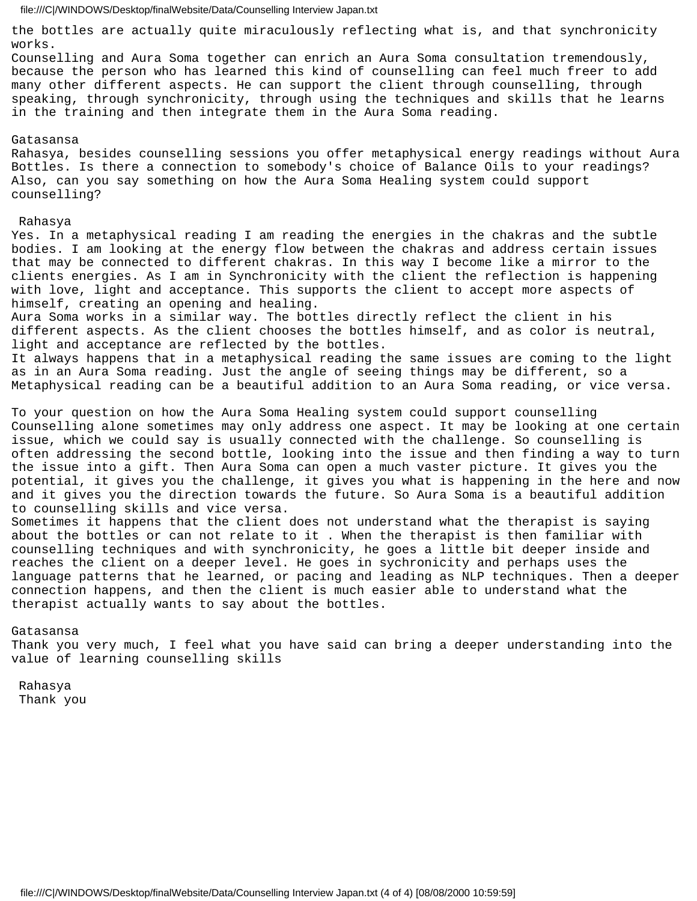the bottles are actually quite miraculously reflecting what is, and that synchronicity works.
Counselling and Aura Soma together can enrich an Aura Soma consultation tremendously, because the person who has learned this kind of counselling can feel much freer to add many other different aspects. He can support the client through counselling, through speaking, through synchronicity, through using the techniques and skills that he learns in the training and then integrate them in the Aura Soma reading.

Gatasansa
Rahasya, besides counselling sessions you offer metaphysical energy readings without Aura Bottles. Is there a connection to somebody's choice of Balance Oils to your readings? Also, can you say something on how the Aura Soma Healing system could support counselling?

Rahasya
Yes. In a metaphysical reading I am reading the energies in the chakras and the subtle bodies. I am looking at the energy flow between the chakras and address certain issues that may be connected to different chakras. In this way I become like a mirror to the clients energies. As I am in Synchronicity with the client the reflection is happening with love, light and acceptance. This supports the client to accept more aspects of himself, creating an opening and healing.
Aura Soma works in a similar way. The bottles directly reflect the client in his different aspects. As the client chooses the bottles himself, and as color is neutral, light and acceptance are reflected by the bottles.
It always happens that in a metaphysical reading the same issues are coming to the light as in an Aura Soma reading. Just the angle of seeing things may be different, so a Metaphysical reading can be a beautiful addition to an Aura Soma reading, or vice versa.

To your question on how the Aura Soma Healing system could support counselling
Counselling alone sometimes may only address one aspect. It may be looking at one certain issue, which we could say is usually connected with the challenge. So counselling is often addressing the second bottle, looking into the issue and then finding a way to turn the issue into a gift. Then Aura Soma can open a much vaster picture. It gives you the potential, it gives you the challenge, it gives you what is happening in the here and now and it gives you the direction towards the future. So Aura Soma is a beautiful addition to counselling skills and vice versa.
Sometimes it happens that the client does not understand what the therapist is saying about the bottles or can not relate to it . When the therapist is then familiar with counselling techniques and with synchronicity, he goes a little bit deeper inside and reaches the client on a deeper level. He goes in sychronicity and perhaps uses the language patterns that he learned, or pacing and leading as NLP techniques. Then a deeper connection happens, and then the client is much easier able to understand what the therapist actually wants to say about the bottles.

Gatasansa
Thank you very much, I feel what you have said can bring a deeper understanding into the value of learning counselling skills

Rahasya
Thank you